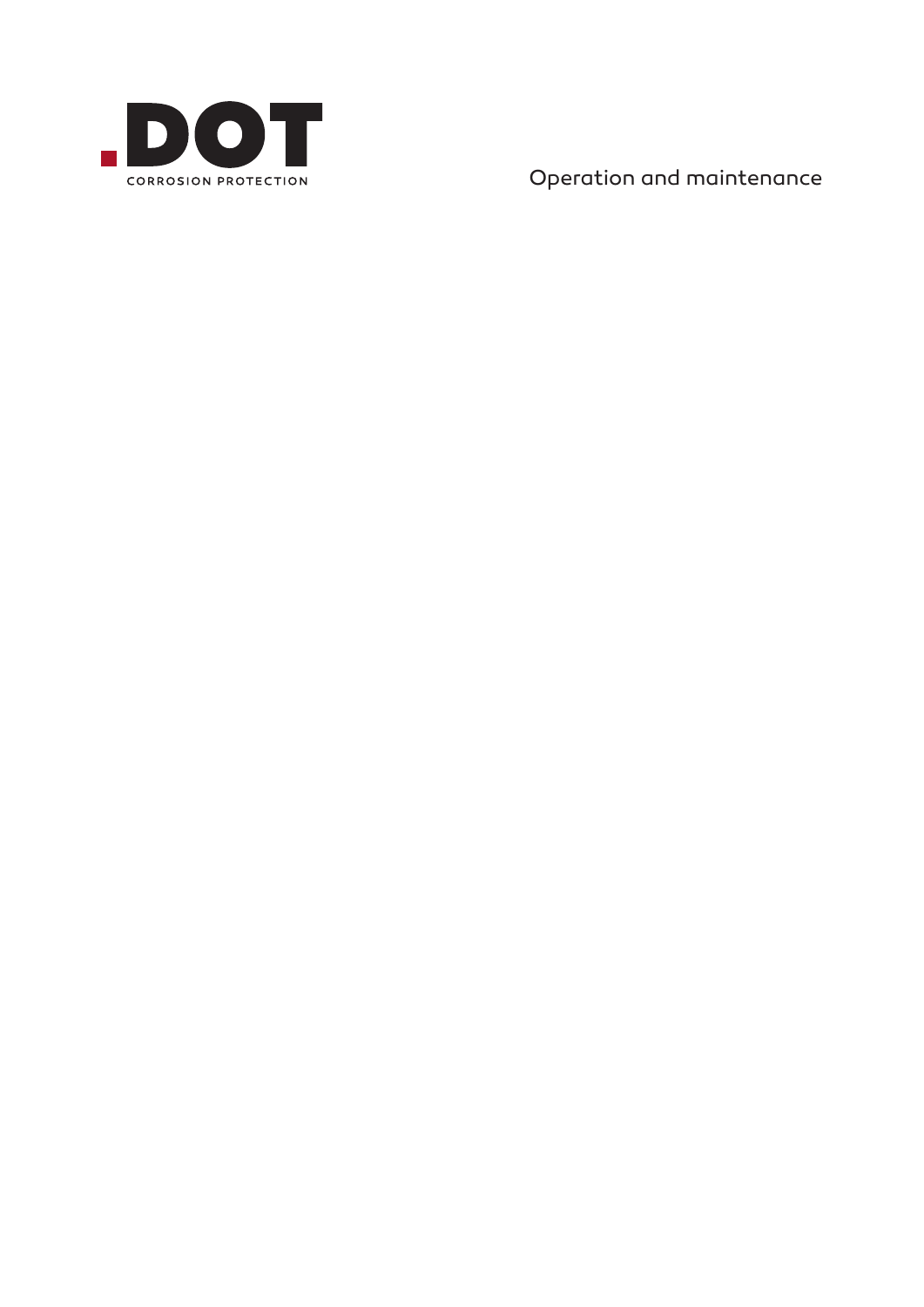.DOT

CORROSION PROTECTION

# Operation and maintenance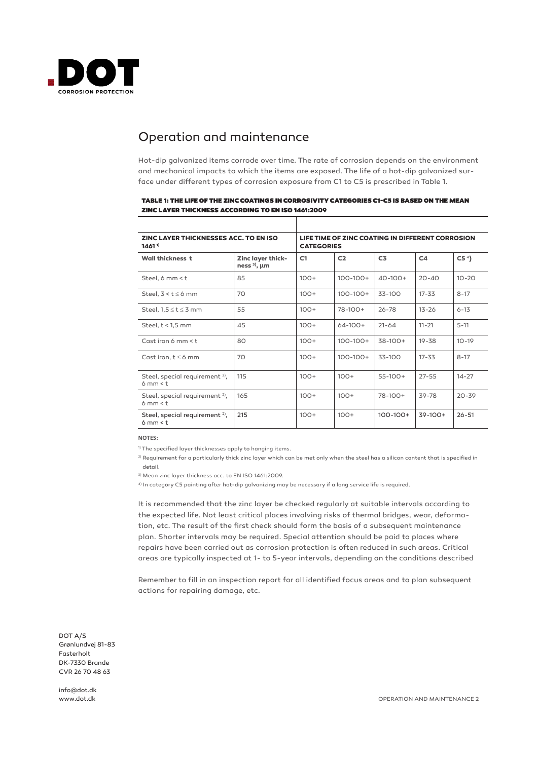# Operation and maintenance

Hot-dip galvanized items corrode over time. The rate of corrosion depends on the environment and mechanical impacts to which the items are exposed. The life of a hot-dip galvanized surface under different types of corrosion exposure from C1 to C5 is prescribed in Table 1.

**TABLE 1: THE LIFE OF THE ZINC COATINGS IN CORROSIVITY CATEGORIES C1-C5 IS BASED ON THE MEAN ZINC LAYER THICKNESS ACCORDING TO EN ISO 1461:2009**

| ZINC LAYER THICKNESSES ACC. TO EN ISO 1461 [1] | | LIFE TIME OF ZINC COATING IN DIFFERENT CORROSION CATEGORIES | | | | |
|---|---|---|---|---|---|---|
| **Wall thickness t** | **Zinc layer thickness [3], µm** | **C1** | **C2** | **C3** | **C4** | **C5 [4]** |
| Steel, 6 mm < t | 85 | 100+ | 100-100+ | 40-100+ | 20-40 | 10-20 |
| Steel, 3 < t ≤ 6 mm | 70 | 100+ | 100-100+ | 33-100 | 17-33 | 8-17 |
| Steel, 1,5 ≤ t ≤ 3 mm | 55 | 100+ | 78-100+ | 26-78 | 13-26 | 6-13 |
| Steel, t < 1,5 mm | 45 | 100+ | 64-100+ | 21-64 | 11-21 | 5-11 |
| Cast iron 6 mm < t | 80 | 100+ | 100-100+ | 38-100+ | 19-38 | 10-19 |
| Cast iron, t ≤ 6 mm | 70 | 100+ | 100-100+ | 33-100 | 17-33 | 8-17 |
| Steel, special requirement [2], 6 mm < t | 115 | 100+ | 100+ | 55-100+ | 27-55 | 14-27 |
| Steel, special requirement [2], 6 mm < t | 165 | 100+ | 100+ | 78-100+ | 39-78 | 20-39 |
| Steel, special requirement [2], 6 mm < t | 215 | 100+ | 100+ | 100-100+ | 39-100+ | 26-51 |

**NOTES:**

[1] The specified layer thicknesses apply to hanging items.

[2] Requirement for a particularly thick zinc layer which can be met only when the steel has a silicon content that is specified in detail.

[3] Mean zinc layer thickness acc. to EN ISO 1461:2009.

[4] In category C5 painting after hot-dip galvanizing may be necessary if a long service life is required.

It is recommended that the zinc layer be checked regularly at suitable intervals according to the expected life. Not least critical places involving risks of thermal bridges, wear, deformation, etc. The result of the first check should form the basis of a subsequent maintenance plan. Shorter intervals may be required. Special attention should be paid to places where repairs have been carried out as corrosion protection is often reduced in such areas. Critical areas are typically inspected at 1- to 5-year intervals, depending on the conditions described

Remember to fill in an inspection report for all identified focus areas and to plan subsequent actions for repairing damage, etc.

DOT A/S
Grønlundvej 81-83
Fasterholt
DK-7330 Brande
CVR 26 70 48 63

info@dot.dk
www.dot.dk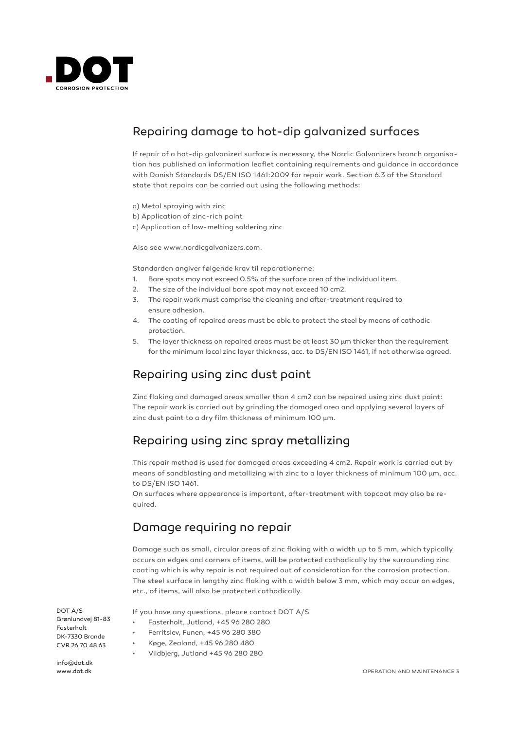## Repairing damage to hot-dip galvanized surfaces

If repair of a hot-dip galvanized surface is necessary, the Nordic Galvanizers branch organisation has published an information leaflet containing requirements and guidance in accordance with Danish Standards DS/EN ISO 1461:2009 for repair work. Section 6.3 of the Standard state that repairs can be carried out using the following methods:

a) Metal spraying with zinc
b) Application of zinc-rich paint
c) Application of low-melting soldering zinc

Also see www.nordicgalvanizers.com.

Standarden angiver følgende krav til reparationerne:

1. Bare spots may not exceed 0.5% of the surface area of the individual item.
2. The size of the individual bare spot may not exceed 10 cm2.
3. The repair work must comprise the cleaning and after-treatment required to ensure adhesion.
4. The coating of repaired areas must be able to protect the steel by means of cathodic protection.
5. The layer thickness on repaired areas must be at least 30 µm thicker than the requirement for the minimum local zinc layer thickness, acc. to DS/EN ISO 1461, if not otherwise agreed.

## Repairing using zinc dust paint

Zinc flaking and damaged areas smaller than 4 cm2 can be repaired using zinc dust paint: The repair work is carried out by grinding the damaged area and applying several layers of zinc dust paint to a dry film thickness of minimum 100 µm.

## Repairing using zinc spray metallizing

This repair method is used for damaged areas exceeding 4 cm2. Repair work is carried out by means of sandblasting and metallizing with zinc to a layer thickness of minimum 100 µm, acc. to DS/EN ISO 1461.
On surfaces where appearance is important, after-treatment with topcoat may also be required.

## Damage requiring no repair

Damage such as small, circular areas of zinc flaking with a width up to 5 mm, which typically occurs on edges and corners of items, will be protected cathodically by the surrounding zinc coating which is why repair is not required out of consideration for the corrosion protection. The steel surface in lengthy zinc flaking with a width below 3 mm, which may occur on edges, etc., of items, will also be protected cathodically.

If you have any questions, pleace contact DOT A/S

- Fasterholt, Jutland, +45 96 280 280
- Ferritslev, Funen, +45 96 280 380
- Køge, Zealand, +45 96 280 480
- Vildbjerg, Jutland +45 96 280 280

DOT A/S
Grønlundvej 81-83
Fasterholt
DK-7330 Brande
CVR 26 70 48 63

info@dot.dk
www.dot.dk